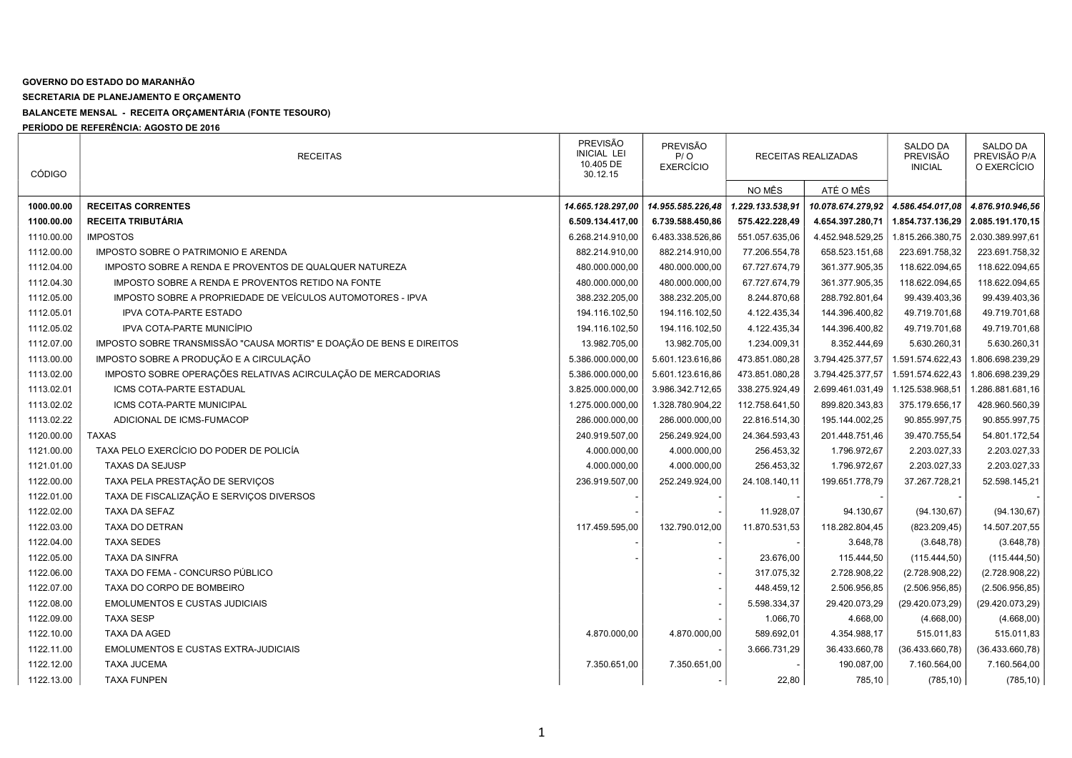**GOVERNO DO ESTADO DO MARANHÃO**

**SECRETARIA DE PLANEJAMENTO E ORÇAMENTO**

**BALANCETE MENSAL - RECEITA ORÇAMENTÁRIA (FONTE TESOURO)**

**PERÍODO DE REFERÊNCIA: AGOSTO DE 2016**

| CÓDIGO | RECEITAS | PREVISÃO INICIAL LEI 10.405 DE 30.12.15 | PREVISÃO P/ O EXERCÍCIO | RECEITAS REALIZADAS | | SALDO DA PREVISÃO INICIAL | SALDO DA PREVISÃO P/A O EXERCÍCIO |
|---|---|---|---|---|---|---|---|
| | | | | NO MÊS | ATÉ O MÊS | | |
| **1000.00.00** | **RECEITAS CORRENTES** | ***14.665.128.297,00*** | ***14.955.585.226,48*** | ***1.229.133.538,91*** | ***10.078.674.279,92*** | ***4.586.454.017,08*** | ***4.876.910.946,56*** |
| **1100.00.00** | **RECEITA TRIBUTÁRIA** | **6.509.134.417,00** | **6.739.588.450,86** | **575.422.228,49** | **4.654.397.280,71** | **1.854.737.136,29** | **2.085.191.170,15** |
| 1110.00.00 | IMPOSTOS | 6.268.214.910,00 | 6.483.338.526,86 | 551.057.635,06 | 4.452.948.529,25 | 1.815.266.380,75 | 2.030.389.997,61 |
| 1112.00.00 | IMPOSTO SOBRE O PATRIMONIO E ARENDA | 882.214.910,00 | 882.214.910,00 | 77.206.554,78 | 658.523.151,68 | 223.691.758,32 | 223.691.758,32 |
| 1112.04.00 | IMPOSTO SOBRE A RENDA E PROVENTOS DE QUALQUER NATUREZA | 480.000.000,00 | 480.000.000,00 | 67.727.674,79 | 361.377.905,35 | 118.622.094,65 | 118.622.094,65 |
| 1112.04.30 | IMPOSTO SOBRE A RENDA E PROVENTOS RETIDO NA FONTE | 480.000.000,00 | 480.000.000,00 | 67.727.674,79 | 361.377.905,35 | 118.622.094,65 | 118.622.094,65 |
| 1112.05.00 | IMPOSTO SOBRE A PROPRIEDADE DE VEÍCULOS AUTOMOTORES - IPVA | 388.232.205,00 | 388.232.205,00 | 8.244.870,68 | 288.792.801,64 | 99.439.403,36 | 99.439.403,36 |
| 1112.05.01 | IPVA COTA-PARTE ESTADO | 194.116.102,50 | 194.116.102,50 | 4.122.435,34 | 144.396.400,82 | 49.719.701,68 | 49.719.701,68 |
| 1112.05.02 | IPVA COTA-PARTE MUNICÍPIO | 194.116.102,50 | 194.116.102,50 | 4.122.435,34 | 144.396.400,82 | 49.719.701,68 | 49.719.701,68 |
| 1112.07.00 | IMPOSTO SOBRE TRANSMISSÃO "CAUSA MORTIS" E DOAÇÃO DE BENS E DIREITOS | 13.982.705,00 | 13.982.705,00 | 1.234.009,31 | 8.352.444,69 | 5.630.260,31 | 5.630.260,31 |
| 1113.00.00 | IMPOSTO SOBRE A PRODUÇÃO E A CIRCULAÇÃO | 5.386.000.000,00 | 5.601.123.616,86 | 473.851.080,28 | 3.794.425.377,57 | 1.591.574.622,43 | 1.806.698.239,29 |
| 1113.02.00 | IMPOSTO SOBRE OPERAÇÕES RELATIVAS ACIRCULAÇÃO DE MERCADORIAS | 5.386.000.000,00 | 5.601.123.616,86 | 473.851.080,28 | 3.794.425.377,57 | 1.591.574.622,43 | 1.806.698.239,29 |
| 1113.02.01 | ICMS COTA-PARTE ESTADUAL | 3.825.000.000,00 | 3.986.342.712,65 | 338.275.924,49 | 2.699.461.031,49 | 1.125.538.968,51 | 1.286.881.681,16 |
| 1113.02.02 | ICMS COTA-PARTE MUNICIPAL | 1.275.000.000,00 | 1.328.780.904,22 | 112.758.641,50 | 899.820.343,83 | 375.179.656,17 | 428.960.560,39 |
| 1113.02.22 | ADICIONAL DE ICMS-FUMACOP | 286.000.000,00 | 286.000.000,00 | 22.816.514,30 | 195.144.002,25 | 90.855.997,75 | 90.855.997,75 |
| 1120.00.00 | TAXAS | 240.919.507,00 | 256.249.924,00 | 24.364.593,43 | 201.448.751,46 | 39.470.755,54 | 54.801.172,54 |
| 1121.00.00 | TAXA PELO EXERCÍCIO DO PODER DE POLICÍA | 4.000.000,00 | 4.000.000,00 | 256.453,32 | 1.796.972,67 | 2.203.027,33 | 2.203.027,33 |
| 1121.01.00 | TAXAS DA SEJUSP | 4.000.000,00 | 4.000.000,00 | 256.453,32 | 1.796.972,67 | 2.203.027,33 | 2.203.027,33 |
| 1122.00.00 | TAXA PELA PRESTAÇÃO DE SERVIÇOS | 236.919.507,00 | 252.249.924,00 | 24.108.140,11 | 199.651.778,79 | 37.267.728,21 | 52.598.145,21 |
| 1122.01.00 | TAXA DE FISCALIZAÇÃO E SERVIÇOS DIVERSOS | - | - | - | - | - | - |
| 1122.02.00 | TAXA DA SEFAZ | - | - | 11.928,07 | 94.130,67 | (94.130,67) | (94.130,67) |
| 1122.03.00 | TAXA DO DETRAN | 117.459.595,00 | 132.790.012,00 | 11.870.531,53 | 118.282.804,45 | (823.209,45) | 14.507.207,55 |
| 1122.04.00 | TAXA SEDES | - | - | - | 3.648,78 | (3.648,78) | (3.648,78) |
| 1122.05.00 | TAXA DA SINFRA | - | - | 23.676,00 | 115.444,50 | (115.444,50) | (115.444,50) |
| 1122.06.00 | TAXA DO FEMA - CONCURSO PÚBLICO | | - | 317.075,32 | 2.728.908,22 | (2.728.908,22) | (2.728.908,22) |
| 1122.07.00 | TAXA DO CORPO DE BOMBEIRO | | - | 448.459,12 | 2.506.956,85 | (2.506.956,85) | (2.506.956,85) |
| 1122.08.00 | EMOLUMENTOS E CUSTAS JUDICIAIS | | - | 5.598.334,37 | 29.420.073,29 | (29.420.073,29) | (29.420.073,29) |
| 1122.09.00 | TAXA SESP | | - | 1.066,70 | 4.668,00 | (4.668,00) | (4.668,00) |
| 1122.10.00 | TAXA DA AGED | 4.870.000,00 | 4.870.000,00 | 589.692,01 | 4.354.988,17 | 515.011,83 | 515.011,83 |
| 1122.11.00 | EMOLUMENTOS E CUSTAS EXTRA-JUDICIAIS | | - | 3.666.731,29 | 36.433.660,78 | (36.433.660,78) | (36.433.660,78) |
| 1122.12.00 | TAXA JUCEMA | 7.350.651,00 | 7.350.651,00 | - | 190.087,00 | 7.160.564,00 | 7.160.564,00 |
| 1122.13.00 | TAXA FUNPEN | | - | 22,80 | 785,10 | (785,10) | (785,10) |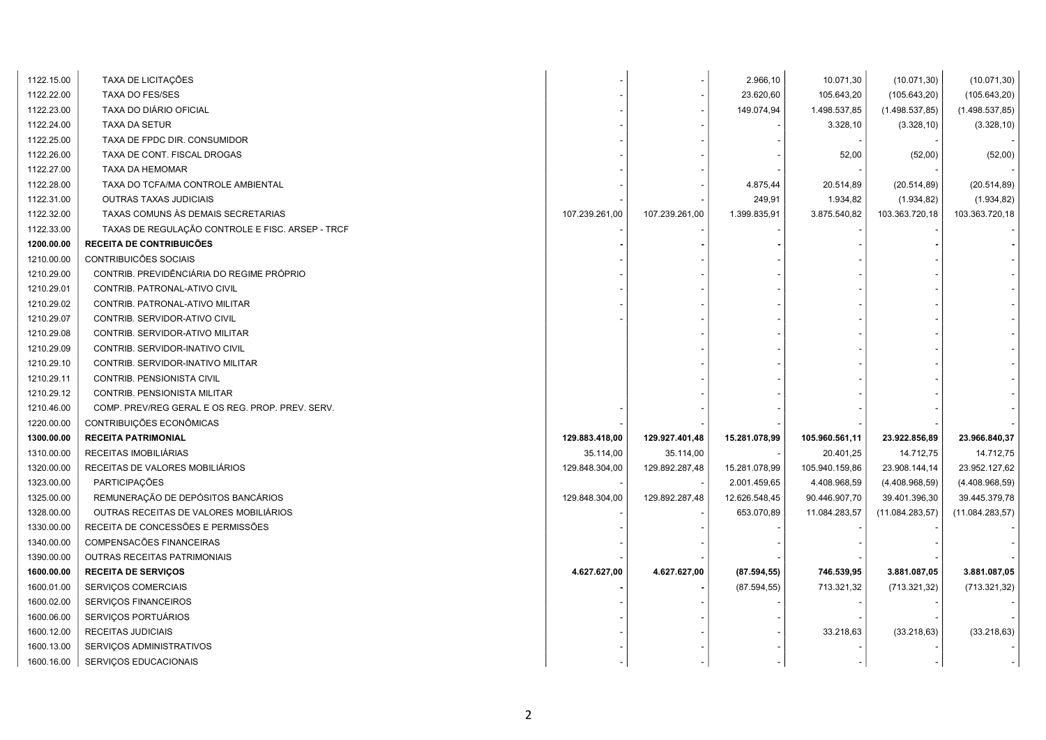| | | | | | | | |
|---|---|---|---|---|---|---|---|
| 1122.15.00 | TAXA DE LICITAÇÕES | - | - | 2.966,10 | 10.071,30 | (10.071,30) | (10.071,30) |
| 1122.22.00 | TAXA DO FES/SES | - | - | 23.620,60 | 105.643,20 | (105.643,20) | (105.643,20) |
| 1122.23.00 | TAXA DO DIÁRIO OFICIAL | - | - | 149.074,94 | 1.498.537,85 | (1.498.537,85) | (1.498.537,85) |
| 1122.24.00 | TAXA DA SETUR | - | - | - | 3.328,10 | (3.328,10) | (3.328,10) |
| 1122.25.00 | TAXA DE FPDC DIR. CONSUMIDOR | - | - | - | - | - | - |
| 1122.26.00 | TAXA DE CONT. FISCAL DROGAS | - | - | - | 52,00 | (52,00) | (52,00) |
| 1122.27.00 | TAXA DA HEMOMAR | - | - | - | - | - | - |
| 1122.28.00 | TAXA DO TCFA/MA CONTROLE AMBIENTAL | - | - | 4.875,44 | 20.514,89 | (20.514,89) | (20.514,89) |
| 1122.31.00 | OUTRAS TAXAS JUDICIAIS | - | - | 249,91 | 1.934,82 | (1.934,82) | (1.934,82) |
| 1122.32.00 | TAXAS COMUNS ÀS DEMAIS SECRETARIAS | 107.239.261,00 | 107.239.261,00 | 1.399.835,91 | 3.875.540,82 | 103.363.720,18 | 103.363.720,18 |
| 1122.33.00 | TAXAS DE REGULAÇÃO CONTROLE E FISC. ARSEP - TRCF | - | - | - | - | - | - |
| **1200.00.00** | **RECEITA DE CONTRIBUICÕES** | **-** | **-** | **-** | - | **-** | **-** |
| 1210.00.00 | CONTRIBUICÕES SOCIAIS | - | - | - | - | - | - |
| 1210.29.00 | CONTRIB. PREVIDÊNCIÁRIA DO REGIME PRÓPRIO | - | - | - | - | - | - |
| 1210.29.01 | CONTRIB. PATRONAL-ATIVO CIVIL | - | - | - | - | - | - |
| 1210.29.02 | CONTRIB. PATRONAL-ATIVO MILITAR | - | - | - | - | - | - |
| 1210.29.07 | CONTRIB. SERVIDOR-ATIVO CIVIL | - | - | - | - | - | - |
| 1210.29.08 | CONTRIB. SERVIDOR-ATIVO MILITAR | | - | - | - | - | - |
| 1210.29.09 | CONTRIB. SERVIDOR-INATIVO CIVIL | | - | - | - | - | - |
| 1210.29.10 | CONTRIB. SERVIDOR-INATIVO MILITAR | | - | - | - | - | - |
| 1210.29.11 | CONTRIB. PENSIONISTA CIVIL | | - | - | - | - | - |
| 1210.29.12 | CONTRIB. PENSIONISTA MILITAR | | - | - | - | - | - |
| 1210.46.00 | COMP. PREV/REG GERAL E OS REG. PROP. PREV. SERV. | - | - | - | - | - | - |
| 1220.00.00 | CONTRIBUIÇÕES ECONÔMICAS | - | - | - | - | - | - |
| **1300.00.00** | **RECEITA PATRIMONIAL** | **129.883.418,00** | **129.927.401,48** | **15.281.078,99** | **105.960.561,11** | **23.922.856,89** | **23.966.840,37** |
| 1310.00.00 | RECEITAS IMOBILIÁRIAS | 35.114,00 | 35.114,00 | - | 20.401,25 | 14.712,75 | 14.712,75 |
| 1320.00.00 | RECEITAS DE VALORES MOBILIÁRIOS | 129.848.304,00 | 129.892.287,48 | 15.281.078,99 | 105.940.159,86 | 23.908.144,14 | 23.952.127,62 |
| 1323.00.00 | PARTICIPAÇÕES | - | - | 2.001.459,65 | 4.408.968,59 | (4.408.968,59) | (4.408.968,59) |
| 1325.00.00 | REMUNERAÇÃO DE DEPÓSITOS BANCÁRIOS | 129.848.304,00 | 129.892.287,48 | 12.626.548,45 | 90.446.907,70 | 39.401.396,30 | 39.445.379,78 |
| 1328.00.00 | OUTRAS RECEITAS DE VALORES MOBILIÁRIOS | - | - | 653.070,89 | 11.084.283,57 | (11.084.283,57) | (11.084.283,57) |
| 1330.00.00 | RECEITA DE CONCESSÕES E PERMISSÕES | - | - | - | - | - | - |
| 1340.00.00 | COMPENSACÕES FINANCEIRAS | - | - | - | - | - | - |
| 1390.00.00 | OUTRAS RECEITAS PATRIMONIAIS | - | - | - | - | - | - |
| **1600.00.00** | **RECEITA DE SERVIÇOS** | **4.627.627,00** | **4.627.627,00** | **(87.594,55)** | **746.539,95** | **3.881.087,05** | **3.881.087,05** |
| 1600.01.00 | SERVIÇOS COMERCIAIS | **-** | **-** | (87.594,55) | 713.321,32 | (713.321,32) | (713.321,32) |
| 1600.02.00 | SERVIÇOS FINANCEIROS | - | - | - | - | - | - |
| 1600.06.00 | SERVIÇOS PORTUÁRIOS | - | - | - | - | - | - |
| 1600.12.00 | RECEITAS JUDICIAIS | - | - | - | 33.218,63 | (33.218,63) | (33.218,63) |
| 1600.13.00 | SERVIÇOS ADMINISTRATIVOS | - | - | - | - | - | - |
| 1600.16.00 | SERVIÇOS EDUCACIONAIS | - | - | - | - | - | - |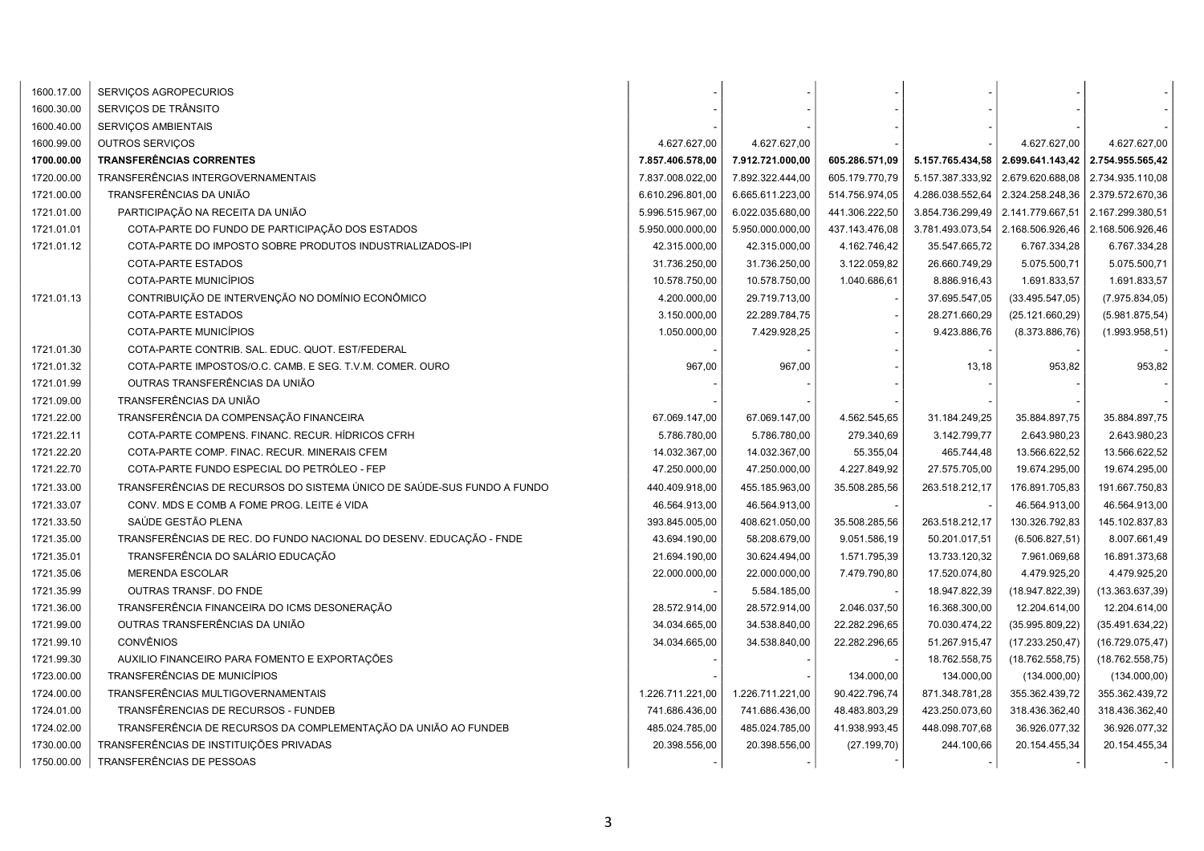| | | | | | | | |
|---|---|---|---|---|---|---|---|
| 1600.17.00 | SERVIÇOS AGROPECURIOS | - | - | - | - | - | - |
| 1600.30.00 | SERVIÇOS DE TRÂNSITO | - | - | - | - | - | - |
| 1600.40.00 | SERVIÇOS AMBIENTAIS | - | - | - | - | - | - |
| 1600.99.00 | OUTROS SERVIÇOS | 4.627.627,00 | 4.627.627,00 | - | - | 4.627.627,00 | 4.627.627,00 |
| **1700.00.00** | **TRANSFERÊNCIAS CORRENTES** | **7.857.406.578,00** | **7.912.721.000,00** | **605.286.571,09** | **5.157.765.434,58** | **2.699.641.143,42** | **2.754.955.565,42** |
| 1720.00.00 | TRANSFERÊNCIAS INTERGOVERNAMENTAIS | 7.837.008.022,00 | 7.892.322.444,00 | 605.179.770,79 | 5.157.387.333,92 | 2.679.620.688,08 | 2.734.935.110,08 |
| 1721.00.00 | TRANSFERÊNCIAS DA UNIÃO | 6.610.296.801,00 | 6.665.611.223,00 | 514.756.974,05 | 4.286.038.552,64 | 2.324.258.248,36 | 2.379.572.670,36 |
| 1721.01.00 | PARTICIPAÇÃO NA RECEITA DA UNIÃO | 5.996.515.967,00 | 6.022.035.680,00 | 441.306.222,50 | 3.854.736.299,49 | 2.141.779.667,51 | 2.167.299.380,51 |
| 1721.01.01 | COTA-PARTE DO FUNDO DE PARTICIPAÇÃO DOS ESTADOS | 5.950.000.000,00 | 5.950.000.000,00 | 437.143.476,08 | 3.781.493.073,54 | 2.168.506.926,46 | 2.168.506.926,46 |
| 1721.01.12 | COTA-PARTE DO IMPOSTO SOBRE PRODUTOS INDUSTRIALIZADOS-IPI | 42.315.000,00 | 42.315.000,00 | 4.162.746,42 | 35.547.665,72 | 6.767.334,28 | 6.767.334,28 |
| | COTA-PARTE ESTADOS | 31.736.250,00 | 31.736.250,00 | 3.122.059,82 | 26.660.749,29 | 5.075.500,71 | 5.075.500,71 |
| | COTA-PARTE MUNICÍPIOS | 10.578.750,00 | 10.578.750,00 | 1.040.686,61 | 8.886.916,43 | 1.691.833,57 | 1.691.833,57 |
| 1721.01.13 | CONTRIBUIÇÃO DE INTERVENÇÃO NO DOMÍNIO ECONÔMICO | 4.200.000,00 | 29.719.713,00 | - | 37.695.547,05 | (33.495.547,05) | (7.975.834,05) |
| | COTA-PARTE ESTADOS | 3.150.000,00 | 22.289.784,75 | - | 28.271.660,29 | (25.121.660,29) | (5.981.875,54) |
| | COTA-PARTE MUNICÍPIOS | 1.050.000,00 | 7.429.928,25 | - | 9.423.886,76 | (8.373.886,76) | (1.993.958,51) |
| 1721.01.30 | COTA-PARTE CONTRIB. SAL. EDUC. QUOT. EST/FEDERAL | - | - | - | - | - | - |
| 1721.01.32 | COTA-PARTE IMPOSTOS/O.C. CAMB. E SEG. T.V.M. COMER. OURO | 967,00 | 967,00 | - | 13,18 | 953,82 | 953,82 |
| 1721.01.99 | OUTRAS TRANSFERÊNCIAS DA UNIÃO | - | - | - | - | - | - |
| 1721.09.00 | TRANSFERÊNCIAS DA UNIÃO | - | - | - | - | - | - |
| 1721.22.00 | TRANSFERÊNCIA DA COMPENSAÇÃO FINANCEIRA | 67.069.147,00 | 67.069.147,00 | 4.562.545,65 | 31.184.249,25 | 35.884.897,75 | 35.884.897,75 |
| 1721.22.11 | COTA-PARTE COMPENS. FINANC. RECUR. HÍDRICOS CFRH | 5.786.780,00 | 5.786.780,00 | 279.340,69 | 3.142.799,77 | 2.643.980,23 | 2.643.980,23 |
| 1721.22.20 | COTA-PARTE COMP. FINAC. RECUR. MINERAIS CFEM | 14.032.367,00 | 14.032.367,00 | 55.355,04 | 465.744,48 | 13.566.622,52 | 13.566.622,52 |
| 1721.22.70 | COTA-PARTE FUNDO ESPECIAL DO PETRÓLEO - FEP | 47.250.000,00 | 47.250.000,00 | 4.227.849,92 | 27.575.705,00 | 19.674.295,00 | 19.674.295,00 |
| 1721.33.00 | TRANSFERÊNCIAS DE RECURSOS DO SISTEMA ÚNICO DE SAÚDE-SUS FUNDO A FUNDO | 440.409.918,00 | 455.185.963,00 | 35.508.285,56 | 263.518.212,17 | 176.891.705,83 | 191.667.750,83 |
| 1721.33.07 | CONV. MDS E COMB A FOME PROG. LEITE é VIDA | 46.564.913,00 | 46.564.913,00 | - | - | 46.564.913,00 | 46.564.913,00 |
| 1721.33.50 | SAÚDE GESTÃO PLENA | 393.845.005,00 | 408.621.050,00 | 35.508.285,56 | 263.518.212,17 | 130.326.792,83 | 145.102.837,83 |
| 1721.35.00 | TRANSFERÊNCIAS DE REC. DO FUNDO NACIONAL DO DESENV. EDUCAÇÃO - FNDE | 43.694.190,00 | 58.208.679,00 | 9.051.586,19 | 50.201.017,51 | (6.506.827,51) | 8.007.661,49 |
| 1721.35.01 | TRANSFERÊNCIA DO SALÁRIO EDUCAÇÃO | 21.694.190,00 | 30.624.494,00 | 1.571.795,39 | 13.733.120,32 | 7.961.069,68 | 16.891.373,68 |
| 1721.35.06 | MERENDA ESCOLAR | 22.000.000,00 | 22.000.000,00 | 7.479.790,80 | 17.520.074,80 | 4.479.925,20 | 4.479.925,20 |
| 1721.35.99 | OUTRAS TRANSF. DO FNDE | - | 5.584.185,00 | - | 18.947.822,39 | (18.947.822,39) | (13.363.637,39) |
| 1721.36.00 | TRANSFERÊNCIA FINANCEIRA DO ICMS DESONERAÇÃO | 28.572.914,00 | 28.572.914,00 | 2.046.037,50 | 16.368.300,00 | 12.204.614,00 | 12.204.614,00 |
| 1721.99.00 | OUTRAS TRANSFERÊNCIAS DA UNIÃO | 34.034.665,00 | 34.538.840,00 | 22.282.296,65 | 70.030.474,22 | (35.995.809,22) | (35.491.634,22) |
| 1721.99.10 | CONVÊNIOS | 34.034.665,00 | 34.538.840,00 | 22.282.296,65 | 51.267.915,47 | (17.233.250,47) | (16.729.075,47) |
| 1721.99.30 | AUXILIO FINANCEIRO PARA FOMENTO E EXPORTAÇÕES | - | - | - | 18.762.558,75 | (18.762.558,75) | (18.762.558,75) |
| 1723.00.00 | TRANSFERÊNCIAS DE MUNICÍPIOS | - | - | 134.000,00 | 134.000,00 | (134.000,00) | (134.000,00) |
| 1724.00.00 | TRANSFERÊNCIAS MULTIGOVERNAMENTAIS | 1.226.711.221,00 | 1.226.711.221,00 | 90.422.796,74 | 871.348.781,28 | 355.362.439,72 | 355.362.439,72 |
| 1724.01.00 | TRANSFÊRENCIAS DE RECURSOS - FUNDEB | 741.686.436,00 | 741.686.436,00 | 48.483.803,29 | 423.250.073,60 | 318.436.362,40 | 318.436.362,40 |
| 1724.02.00 | TRANSFERÊNCIA DE RECURSOS DA COMPLEMENTAÇÃO DA UNIÃO AO FUNDEB | 485.024.785,00 | 485.024.785,00 | 41.938.993,45 | 448.098.707,68 | 36.926.077,32 | 36.926.077,32 |
| 1730.00.00 | TRANSFERÊNCIAS DE INSTITUIÇÕES PRIVADAS | 20.398.556,00 | 20.398.556,00 | (27.199,70) | 244.100,66 | 20.154.455,34 | 20.154.455,34 |
| 1750.00.00 | TRANSFERÊNCIAS DE PESSOAS | - | - | - | - | - | - |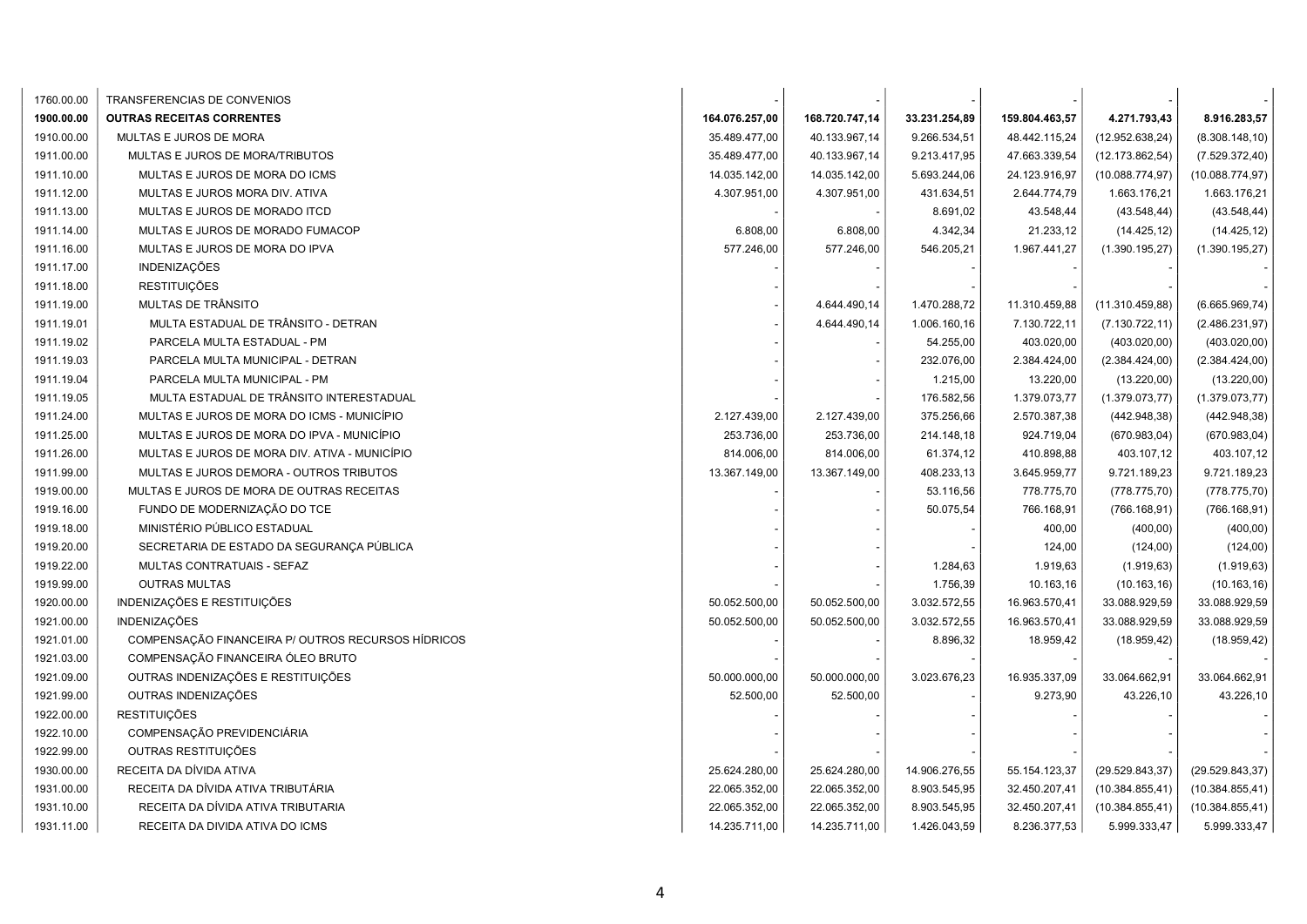| | | | | | | | |
|---|---|---|---|---|---|---|---|
| 1760.00.00 | TRANSFERENCIAS DE CONVENIOS | - | - | - | - | - | - |
| **1900.00.00** | **OUTRAS RECEITAS CORRENTES** | **164.076.257,00** | **168.720.747,14** | **33.231.254,89** | **159.804.463,57** | **4.271.793,43** | **8.916.283,57** |
| 1910.00.00 | MULTAS E JUROS DE MORA | 35.489.477,00 | 40.133.967,14 | 9.266.534,51 | 48.442.115,24 | (12.952.638,24) | (8.308.148,10) |
| 1911.00.00 | MULTAS E JUROS DE MORA/TRIBUTOS | 35.489.477,00 | 40.133.967,14 | 9.213.417,95 | 47.663.339,54 | (12.173.862,54) | (7.529.372,40) |
| 1911.10.00 | MULTAS E JUROS DE MORA DO ICMS | 14.035.142,00 | 14.035.142,00 | 5.693.244,06 | 24.123.916,97 | (10.088.774,97) | (10.088.774,97) |
| 1911.12.00 | MULTAS E JUROS MORA DIV. ATIVA | 4.307.951,00 | 4.307.951,00 | 431.634,51 | 2.644.774,79 | 1.663.176,21 | 1.663.176,21 |
| 1911.13.00 | MULTAS E JUROS DE MORADO ITCD | - | - | 8.691,02 | 43.548,44 | (43.548,44) | (43.548,44) |
| 1911.14.00 | MULTAS E JUROS DE MORADO FUMACOP | 6.808,00 | 6.808,00 | 4.342,34 | 21.233,12 | (14.425,12) | (14.425,12) |
| 1911.16.00 | MULTAS E JUROS DE MORA DO IPVA | 577.246,00 | 577.246,00 | 546.205,21 | 1.967.441,27 | (1.390.195,27) | (1.390.195,27) |
| 1911.17.00 | INDENIZAÇÕES | - | - | - | - | - | - |
| 1911.18.00 | RESTITUIÇÕES | - | - | - | - | - | - |
| 1911.19.00 | MULTAS DE TRÂNSITO | - | 4.644.490,14 | 1.470.288,72 | 11.310.459,88 | (11.310.459,88) | (6.665.969,74) |
| 1911.19.01 | MULTA ESTADUAL DE TRÂNSITO - DETRAN | - | 4.644.490,14 | 1.006.160,16 | 7.130.722,11 | (7.130.722,11) | (2.486.231,97) |
| 1911.19.02 | PARCELA MULTA ESTADUAL - PM | - | - | 54.255,00 | 403.020,00 | (403.020,00) | (403.020,00) |
| 1911.19.03 | PARCELA MULTA MUNICIPAL - DETRAN | - | - | 232.076,00 | 2.384.424,00 | (2.384.424,00) | (2.384.424,00) |
| 1911.19.04 | PARCELA MULTA MUNICIPAL - PM | - | - | 1.215,00 | 13.220,00 | (13.220,00) | (13.220,00) |
| 1911.19.05 | MULTA ESTADUAL DE TRÂNSITO INTERESTADUAL | - | - | 176.582,56 | 1.379.073,77 | (1.379.073,77) | (1.379.073,77) |
| 1911.24.00 | MULTAS E JUROS DE MORA DO ICMS - MUNICÍPIO | 2.127.439,00 | 2.127.439,00 | 375.256,66 | 2.570.387,38 | (442.948,38) | (442.948,38) |
| 1911.25.00 | MULTAS E JUROS DE MORA DO IPVA - MUNICÍPIO | 253.736,00 | 253.736,00 | 214.148,18 | 924.719,04 | (670.983,04) | (670.983,04) |
| 1911.26.00 | MULTAS E JUROS DE MORA DIV. ATIVA - MUNICÍPIO | 814.006,00 | 814.006,00 | 61.374,12 | 410.898,88 | 403.107,12 | 403.107,12 |
| 1911.99.00 | MULTAS E JUROS DEMORA - OUTROS TRIBUTOS | 13.367.149,00 | 13.367.149,00 | 408.233,13 | 3.645.959,77 | 9.721.189,23 | 9.721.189,23 |
| 1919.00.00 | MULTAS E JUROS DE MORA DE OUTRAS RECEITAS | - | - | 53.116,56 | 778.775,70 | (778.775,70) | (778.775,70) |
| 1919.16.00 | FUNDO DE MODERNIZAÇÃO DO TCE | - | - | 50.075,54 | 766.168,91 | (766.168,91) | (766.168,91) |
| 1919.18.00 | MINISTÉRIO PÚBLICO ESTADUAL | - | - | - | 400,00 | (400,00) | (400,00) |
| 1919.20.00 | SECRETARIA DE ESTADO DA SEGURANÇA PÚBLICA | - | - | - | 124,00 | (124,00) | (124,00) |
| 1919.22.00 | MULTAS CONTRATUAIS - SEFAZ | - | - | 1.284,63 | 1.919,63 | (1.919,63) | (1.919,63) |
| 1919.99.00 | OUTRAS MULTAS | - | - | 1.756,39 | 10.163,16 | (10.163,16) | (10.163,16) |
| 1920.00.00 | INDENIZAÇÕES E RESTITUIÇÕES | 50.052.500,00 | 50.052.500,00 | 3.032.572,55 | 16.963.570,41 | 33.088.929,59 | 33.088.929,59 |
| 1921.00.00 | INDENIZAÇÕES | 50.052.500,00 | 50.052.500,00 | 3.032.572,55 | 16.963.570,41 | 33.088.929,59 | 33.088.929,59 |
| 1921.01.00 | COMPENSAÇÃO FINANCEIRA P/ OUTROS RECURSOS HÍDRICOS | - | - | 8.896,32 | 18.959,42 | (18.959,42) | (18.959,42) |
| 1921.03.00 | COMPENSAÇÃO FINANCEIRA ÓLEO BRUTO | - | - | - | - | - | - |
| 1921.09.00 | OUTRAS INDENIZAÇÕES E RESTITUIÇÕES | 50.000.000,00 | 50.000.000,00 | 3.023.676,23 | 16.935.337,09 | 33.064.662,91 | 33.064.662,91 |
| 1921.99.00 | OUTRAS INDENIZAÇÕES | 52.500,00 | 52.500,00 | - | 9.273,90 | 43.226,10 | 43.226,10 |
| 1922.00.00 | RESTITUIÇÕES | - | - | - | - | - | - |
| 1922.10.00 | COMPENSAÇÃO PREVIDENCIÁRIA | - | - | - | - | - | - |
| 1922.99.00 | OUTRAS RESTITUIÇÕES | - | - | - | - | - | - |
| 1930.00.00 | RECEITA DA DÍVIDA ATIVA | 25.624.280,00 | 25.624.280,00 | 14.906.276,55 | 55.154.123,37 | (29.529.843,37) | (29.529.843,37) |
| 1931.00.00 | RECEITA DA DÍVIDA ATIVA TRIBUTÁRIA | 22.065.352,00 | 22.065.352,00 | 8.903.545,95 | 32.450.207,41 | (10.384.855,41) | (10.384.855,41) |
| 1931.10.00 | RECEITA DA DÍVIDA ATIVA TRIBUTARIA | 22.065.352,00 | 22.065.352,00 | 8.903.545,95 | 32.450.207,41 | (10.384.855,41) | (10.384.855,41) |
| 1931.11.00 | RECEITA DA DIVIDA ATIVA DO ICMS | 14.235.711,00 | 14.235.711,00 | 1.426.043,59 | 8.236.377,53 | 5.999.333,47 | 5.999.333,47 |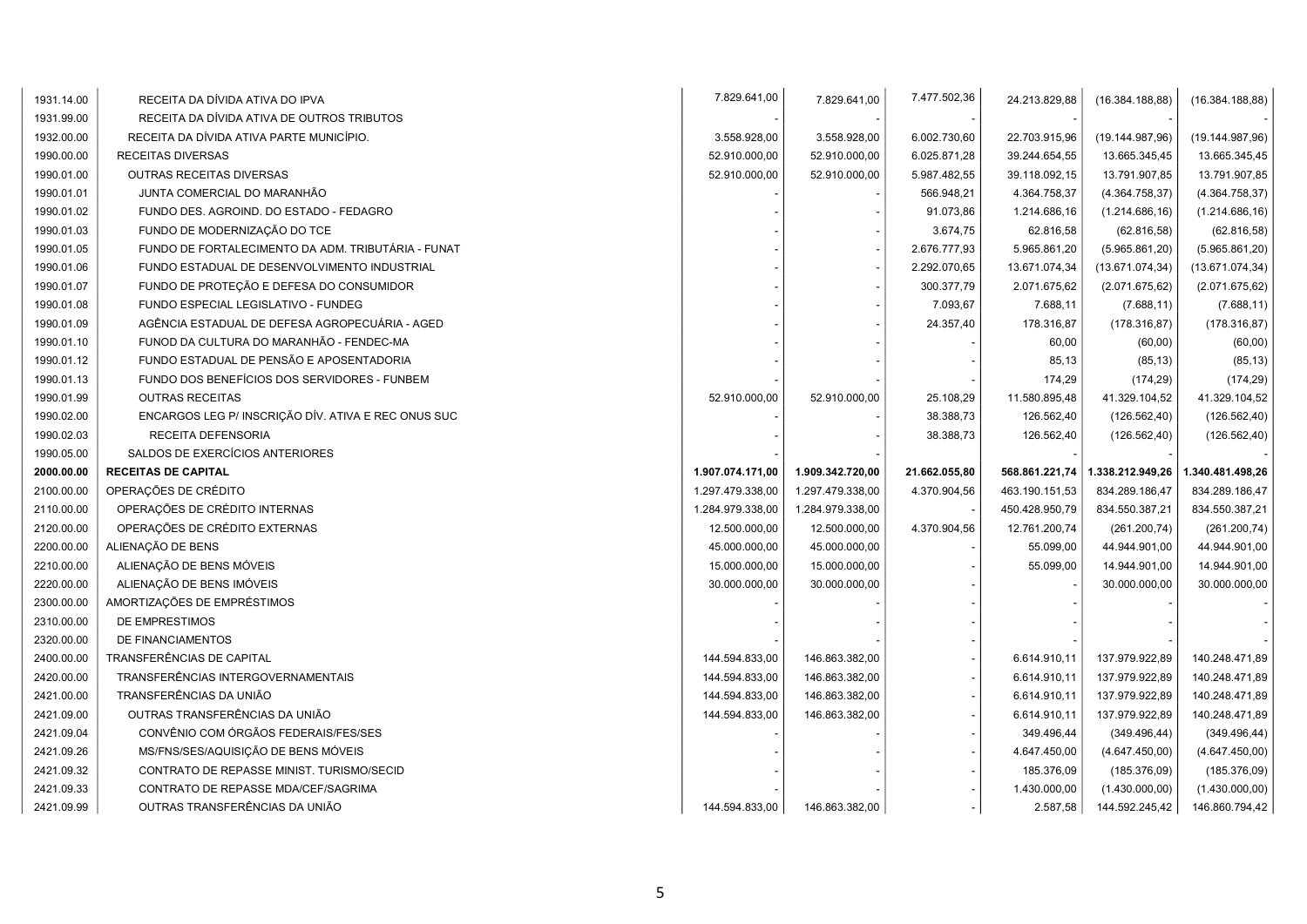| | | | | | | | |
|---|---|---|---|---|---|---|---|
| 1931.14.00 | RECEITA DA DÍVIDA ATIVA DO IPVA | 7.829.641,00 | 7.829.641,00 | 7.477.502,36 | 24.213.829,88 | (16.384.188,88) | (16.384.188,88) |
| 1931.99.00 | RECEITA DA DÍVIDA ATIVA DE OUTROS TRIBUTOS | - | - | - | - | - | - |
| 1932.00.00 | RECEITA DA DÍVIDA ATIVA PARTE MUNICÍPIO. | 3.558.928,00 | 3.558.928,00 | 6.002.730,60 | 22.703.915,96 | (19.144.987,96) | (19.144.987,96) |
| 1990.00.00 | RECEITAS DIVERSAS | 52.910.000,00 | 52.910.000,00 | 6.025.871,28 | 39.244.654,55 | 13.665.345,45 | 13.665.345,45 |
| 1990.01.00 | OUTRAS RECEITAS DIVERSAS | 52.910.000,00 | 52.910.000,00 | 5.987.482,55 | 39.118.092,15 | 13.791.907,85 | 13.791.907,85 |
| 1990.01.01 | JUNTA COMERCIAL DO MARANHÃO | - | - | 566.948,21 | 4.364.758,37 | (4.364.758,37) | (4.364.758,37) |
| 1990.01.02 | FUNDO DES. AGROIND. DO ESTADO - FEDAGRO | - | - | 91.073,86 | 1.214.686,16 | (1.214.686,16) | (1.214.686,16) |
| 1990.01.03 | FUNDO DE MODERNIZAÇÃO DO TCE | - | - | 3.674,75 | 62.816,58 | (62.816,58) | (62.816,58) |
| 1990.01.05 | FUNDO DE FORTALECIMENTO DA ADM. TRIBUTÁRIA - FUNAT | - | - | 2.676.777,93 | 5.965.861,20 | (5.965.861,20) | (5.965.861,20) |
| 1990.01.06 | FUNDO ESTADUAL DE DESENVOLVIMENTO INDUSTRIAL | - | - | 2.292.070,65 | 13.671.074,34 | (13.671.074,34) | (13.671.074,34) |
| 1990.01.07 | FUNDO DE PROTEÇÃO E DEFESA DO CONSUMIDOR | - | - | 300.377,79 | 2.071.675,62 | (2.071.675,62) | (2.071.675,62) |
| 1990.01.08 | FUNDO ESPECIAL LEGISLATIVO - FUNDEG | - | - | 7.093,67 | 7.688,11 | (7.688,11) | (7.688,11) |
| 1990.01.09 | AGÊNCIA ESTADUAL DE DEFESA AGROPECUÁRIA - AGED | - | - | 24.357,40 | 178.316,87 | (178.316,87) | (178.316,87) |
| 1990.01.10 | FUNOD DA CULTURA DO MARANHÃO - FENDEC-MA | - | - | - | 60,00 | (60,00) | (60,00) |
| 1990.01.12 | FUNDO ESTADUAL DE PENSÃO E APOSENTADORIA | - | - | - | 85,13 | (85,13) | (85,13) |
| 1990.01.13 | FUNDO DOS BENEFÍCIOS DOS SERVIDORES - FUNBEM | - | - | - | 174,29 | (174,29) | (174,29) |
| 1990.01.99 | OUTRAS RECEITAS | 52.910.000,00 | 52.910.000,00 | 25.108,29 | 11.580.895,48 | 41.329.104,52 | 41.329.104,52 |
| 1990.02.00 | ENCARGOS LEG P/ INSCRIÇÃO DÍV. ATIVA E REC ONUS SUC | - | - | 38.388,73 | 126.562,40 | (126.562,40) | (126.562,40) |
| 1990.02.03 | RECEITA DEFENSORIA | - | - | 38.388,73 | 126.562,40 | (126.562,40) | (126.562,40) |
| 1990.05.00 | SALDOS DE EXERCÍCIOS ANTERIORES | - | - | - | - | - | - |
| **2000.00.00** | **RECEITAS DE CAPITAL** | **1.907.074.171,00** | **1.909.342.720,00** | **21.662.055,80** | **568.861.221,74** | **1.338.212.949,26** | **1.340.481.498,26** |
| 2100.00.00 | OPERAÇÕES DE CRÉDITO | 1.297.479.338,00 | 1.297.479.338,00 | 4.370.904,56 | 463.190.151,53 | 834.289.186,47 | 834.289.186,47 |
| 2110.00.00 | OPERAÇÕES DE CRÉDITO INTERNAS | 1.284.979.338,00 | 1.284.979.338,00 | - | 450.428.950,79 | 834.550.387,21 | 834.550.387,21 |
| 2120.00.00 | OPERAÇÕES DE CRÉDITO EXTERNAS | 12.500.000,00 | 12.500.000,00 | 4.370.904,56 | 12.761.200,74 | (261.200,74) | (261.200,74) |
| 2200.00.00 | ALIENAÇÃO DE BENS | 45.000.000,00 | 45.000.000,00 | - | 55.099,00 | 44.944.901,00 | 44.944.901,00 |
| 2210.00.00 | ALIENAÇÃO DE BENS MÓVEIS | 15.000.000,00 | 15.000.000,00 | - | 55.099,00 | 14.944.901,00 | 14.944.901,00 |
| 2220.00.00 | ALIENAÇÃO DE BENS IMÓVEIS | 30.000.000,00 | 30.000.000,00 | - | - | 30.000.000,00 | 30.000.000,00 |
| 2300.00.00 | AMORTIZAÇÕES DE EMPRÉSTIMOS | - | - | - | - | - | - |
| 2310.00.00 | DE EMPRESTIMOS | - | - | - | - | - | - |
| 2320.00.00 | DE FINANCIAMENTOS | - | - | - | - | - | - |
| 2400.00.00 | TRANSFERÊNCIAS DE CAPITAL | 144.594.833,00 | 146.863.382,00 | - | 6.614.910,11 | 137.979.922,89 | 140.248.471,89 |
| 2420.00.00 | TRANSFERÊNCIAS INTERGOVERNAMENTAIS | 144.594.833,00 | 146.863.382,00 | - | 6.614.910,11 | 137.979.922,89 | 140.248.471,89 |
| 2421.00.00 | TRANSFERÊNCIAS DA UNIÃO | 144.594.833,00 | 146.863.382,00 | - | 6.614.910,11 | 137.979.922,89 | 140.248.471,89 |
| 2421.09.00 | OUTRAS TRANSFERÊNCIAS DA UNIÃO | 144.594.833,00 | 146.863.382,00 | - | 6.614.910,11 | 137.979.922,89 | 140.248.471,89 |
| 2421.09.04 | CONVÊNIO COM ÓRGÃOS FEDERAIS/FES/SES | - | - | - | 349.496,44 | (349.496,44) | (349.496,44) |
| 2421.09.26 | MS/FNS/SES/AQUISIÇÃO DE BENS MÓVEIS | - | - | - | 4.647.450,00 | (4.647.450,00) | (4.647.450,00) |
| 2421.09.32 | CONTRATO DE REPASSE MINIST. TURISMO/SECID | - | - | - | 185.376,09 | (185.376,09) | (185.376,09) |
| 2421.09.33 | CONTRATO DE REPASSE MDA/CEF/SAGRIMA | - | - | - | 1.430.000,00 | (1.430.000,00) | (1.430.000,00) |
| 2421.09.99 | OUTRAS TRANSFERÊNCIAS DA UNIÃO | 144.594.833,00 | 146.863.382,00 | - | 2.587,58 | 144.592.245,42 | 146.860.794,42 |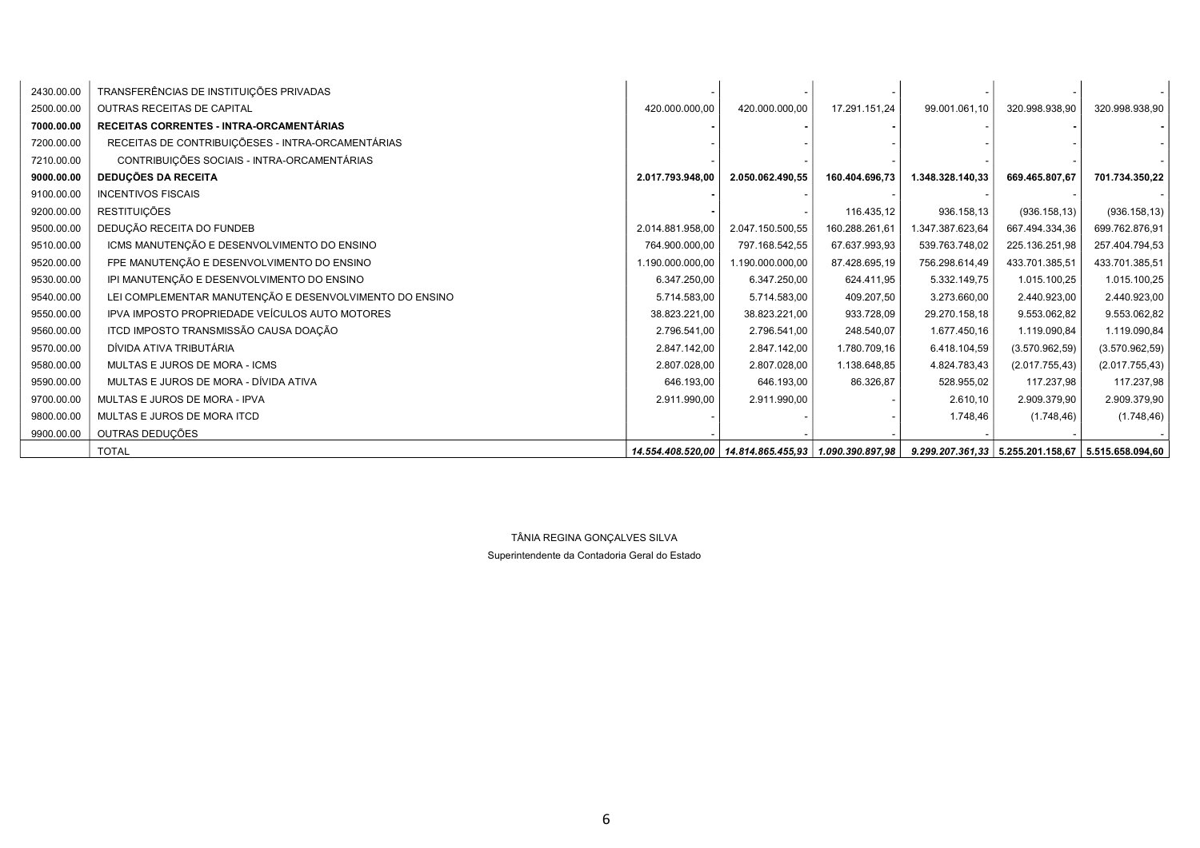| | | | | | | | |
|---|---|---|---|---|---|---|---|
| 2430.00.00 | TRANSFERÊNCIAS DE INSTITUIÇÕES PRIVADAS | - | - | - | - | - | - |
| 2500.00.00 | OUTRAS RECEITAS DE CAPITAL | 420.000.000,00 | 420.000.000,00 | 17.291.151,24 | 99.001.061,10 | 320.998.938,90 | 320.998.938,90 |
| **7000.00.00** | **RECEITAS CORRENTES - INTRA-ORCAMENTÁRIAS** | **-** | **-** | **-** | - | **-** | **-** |
| 7200.00.00 | RECEITAS DE CONTRIBUIÇÕESES - INTRA-ORCAMENTÁRIAS | - | - | - | - | - | - |
| 7210.00.00 | CONTRIBUIÇÕES SOCIAIS - INTRA-ORCAMENTÁRIAS | - | - | - | - | - | - |
| **9000.00.00** | **DEDUÇÕES DA RECEITA** | **2.017.793.948,00** | **2.050.062.490,55** | **160.404.696,73** | **1.348.328.140,33** | **669.465.807,67** | **701.734.350,22** |
| 9100.00.00 | INCENTIVOS FISCAIS | **-** | - | - | - | - | - |
| 9200.00.00 | RESTITUIÇÕES | **-** | - | 116.435,12 | 936.158,13 | (936.158,13) | (936.158,13) |
| 9500.00.00 | DEDUÇÃO RECEITA DO FUNDEB | 2.014.881.958,00 | 2.047.150.500,55 | 160.288.261,61 | 1.347.387.623,64 | 667.494.334,36 | 699.762.876,91 |
| 9510.00.00 | ICMS MANUTENÇÃO E DESENVOLVIMENTO DO ENSINO | 764.900.000,00 | 797.168.542,55 | 67.637.993,93 | 539.763.748,02 | 225.136.251,98 | 257.404.794,53 |
| 9520.00.00 | FPE MANUTENÇÃO E DESENVOLVIMENTO DO ENSINO | 1.190.000.000,00 | 1.190.000.000,00 | 87.428.695,19 | 756.298.614,49 | 433.701.385,51 | 433.701.385,51 |
| 9530.00.00 | IPI MANUTENÇÃO E DESENVOLVIMENTO DO ENSINO | 6.347.250,00 | 6.347.250,00 | 624.411,95 | 5.332.149,75 | 1.015.100,25 | 1.015.100,25 |
| 9540.00.00 | LEI COMPLEMENTAR MANUTENÇÃO E DESENVOLVIMENTO DO ENSINO | 5.714.583,00 | 5.714.583,00 | 409.207,50 | 3.273.660,00 | 2.440.923,00 | 2.440.923,00 |
| 9550.00.00 | IPVA IMPOSTO PROPRIEDADE VEÍCULOS AUTO MOTORES | 38.823.221,00 | 38.823.221,00 | 933.728,09 | 29.270.158,18 | 9.553.062,82 | 9.553.062,82 |
| 9560.00.00 | ITCD IMPOSTO TRANSMISSÃO CAUSA DOAÇÃO | 2.796.541,00 | 2.796.541,00 | 248.540,07 | 1.677.450,16 | 1.119.090,84 | 1.119.090,84 |
| 9570.00.00 | DÍVIDA ATIVA TRIBUTÁRIA | 2.847.142,00 | 2.847.142,00 | 1.780.709,16 | 6.418.104,59 | (3.570.962,59) | (3.570.962,59) |
| 9580.00.00 | MULTAS E JUROS DE MORA - ICMS | 2.807.028,00 | 2.807.028,00 | 1.138.648,85 | 4.824.783,43 | (2.017.755,43) | (2.017.755,43) |
| 9590.00.00 | MULTAS E JUROS DE MORA - DÍVIDA ATIVA | 646.193,00 | 646.193,00 | 86.326,87 | 528.955,02 | 117.237,98 | 117.237,98 |
| 9700.00.00 | MULTAS E JUROS DE MORA - IPVA | 2.911.990,00 | 2.911.990,00 | - | 2.610,10 | 2.909.379,90 | 2.909.379,90 |
| 9800.00.00 | MULTAS E JUROS DE MORA ITCD | - | - | - | 1.748,46 | (1.748,46) | (1.748,46) |
| 9900.00.00 | OUTRAS DEDUÇÕES | - | - | - | - | - | - |
| | TOTAL | *14.554.408.520,00* | *14.814.865.455,93* | *1.090.390.897,98* | *9.299.207.361,33* | **5.255.201.158,67** | **5.515.658.094,60** |

TÂNIA REGINA GONÇALVES SILVA

Superintendente da Contadoria Geral do Estado